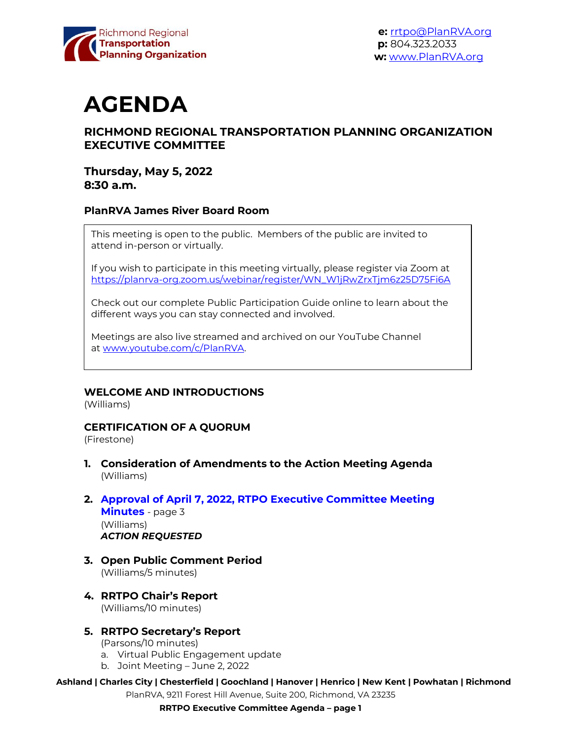Richmond Regional **Transportation Planning Organization**

**e:** rrtpo@PlanRVA.org
**p:** 804.323.2033
**w:** www.PlanRVA.org

# AGENDA

### RICHMOND REGIONAL TRANSPORTATION PLANNING ORGANIZATION EXECUTIVE COMMITTEE

### Thursday, May 5, 2022
### 8:30 a.m.

### PlanRVA James River Board Room

> This meeting is open to the public. Members of the public are invited to attend in-person or virtually.
>
> If you wish to participate in this meeting virtually, please register via Zoom at https://planrva-org.zoom.us/webinar/register/WN_W1jRwZrxTjm6z25D75Fi6A
>
> Check out our complete Public Participation Guide online to learn about the different ways you can stay connected and involved.
>
> Meetings are also live streamed and archived on our YouTube Channel at www.youtube.com/c/PlanRVA.

### WELCOME AND INTRODUCTIONS
(Williams)

### CERTIFICATION OF A QUORUM
(Firestone)

1. **Consideration of Amendments to the Action Meeting Agenda**
   (Williams)

2. **Approval of April 7, 2022, RTPO Executive Committee Meeting Minutes** - page 3
   (Williams)
   ***ACTION REQUESTED***

3. **Open Public Comment Period**
   (Williams/5 minutes)

4. **RRTPO Chair's Report**
   (Williams/10 minutes)

5. **RRTPO Secretary's Report**
   (Parsons/10 minutes)
   a. Virtual Public Engagement update
   b. Joint Meeting – June 2, 2022

**Ashland | Charles City | Chesterfield | Goochland | Hanover | Henrico | New Kent | Powhatan | Richmond**

PlanRVA, 9211 Forest Hill Avenue, Suite 200, Richmond, VA 23235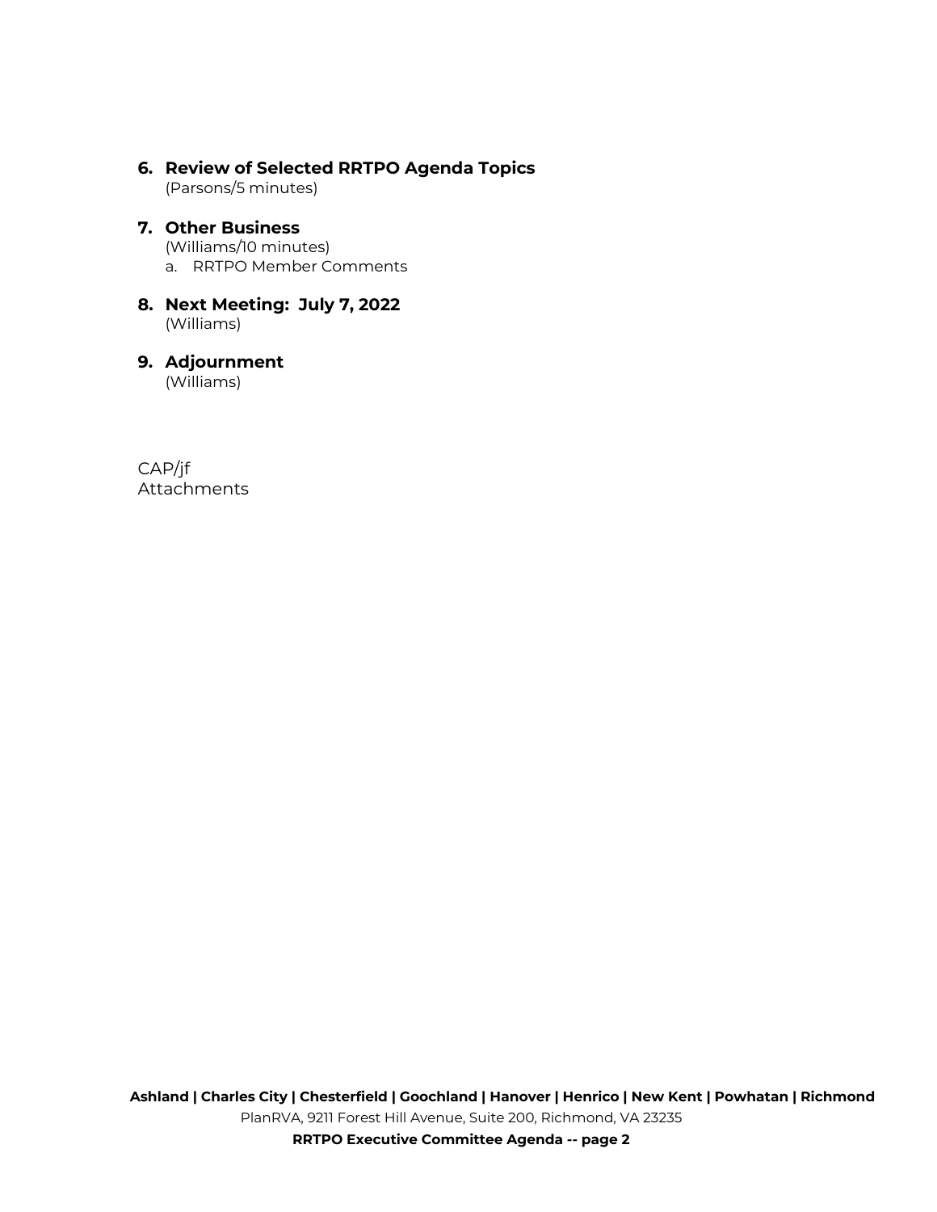6. **Review of Selected RRTPO Agenda Topics**
   (Parsons/5 minutes)

7. **Other Business**
   (Williams/10 minutes)
   a. RRTPO Member Comments

8. **Next Meeting: July 7, 2022**
   (Williams)

9. **Adjournment**
   (Williams)

CAP/jf
Attachments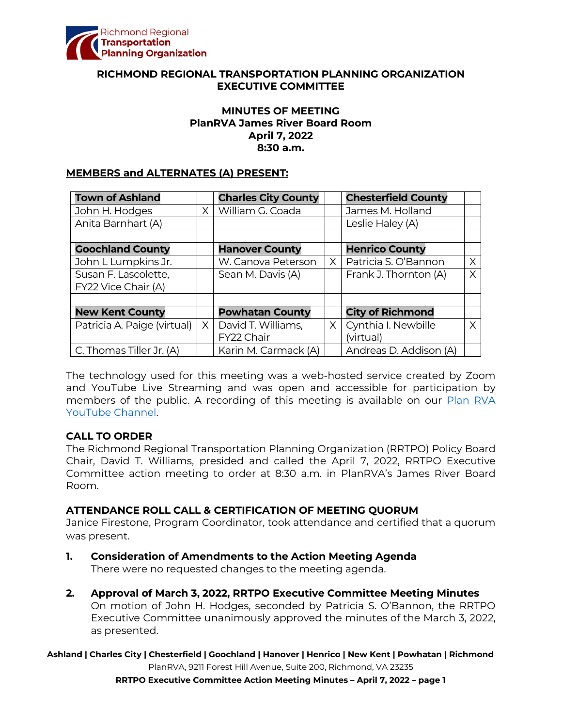## RICHMOND REGIONAL TRANSPORTATION PLANNING ORGANIZATION EXECUTIVE COMMITTEE

### MINUTES OF MEETING
### PlanRVA James River Board Room
### April 7, 2022
### 8:30 a.m.

**MEMBERS and ALTERNATES (A) PRESENT:**

| Town of Ashland | | Charles City County | | Chesterfield County | |
|---|---|---|---|---|---|
| John H. Hodges | X | William G. Coada | | James M. Holland | |
| Anita Barnhart (A) | | | | Leslie Haley (A) | |
| | | | | | |
| **Goochland County** | | **Hanover County** | | **Henrico County** | |
| John L Lumpkins Jr. | | W. Canova Peterson | X | Patricia S. O'Bannon | X |
| Susan F. Lascolette, FY22 Vice Chair (A) | | Sean M. Davis (A) | | Frank J. Thornton (A) | X |
| | | | | | |
| **New Kent County** | | **Powhatan County** | | **City of Richmond** | |
| Patricia A. Paige (virtual) | X | David T. Williams, FY22 Chair | X | Cynthia I. Newbille (virtual) | X |
| C. Thomas Tiller Jr. (A) | | Karin M. Carmack (A) | | Andreas D. Addison (A) | |

The technology used for this meeting was a web-hosted service created by Zoom and YouTube Live Streaming and was open and accessible for participation by members of the public. A recording of this meeting is available on our [Plan RVA YouTube Channel](#).

**CALL TO ORDER**

The Richmond Regional Transportation Planning Organization (RRTPO) Policy Board Chair, David T. Williams, presided and called the April 7, 2022, RRTPO Executive Committee action meeting to order at 8:30 a.m. in PlanRVA's James River Board Room.

**ATTENDANCE ROLL CALL & CERTIFICATION OF MEETING QUORUM**

Janice Firestone, Program Coordinator, took attendance and certified that a quorum was present.

1. **Consideration of Amendments to the Action Meeting Agenda**
   There were no requested changes to the meeting agenda.

2. **Approval of March 3, 2022, RRTPO Executive Committee Meeting Minutes**
   On motion of John H. Hodges, seconded by Patricia S. O'Bannon, the RRTPO Executive Committee unanimously approved the minutes of the March 3, 2022, as presented.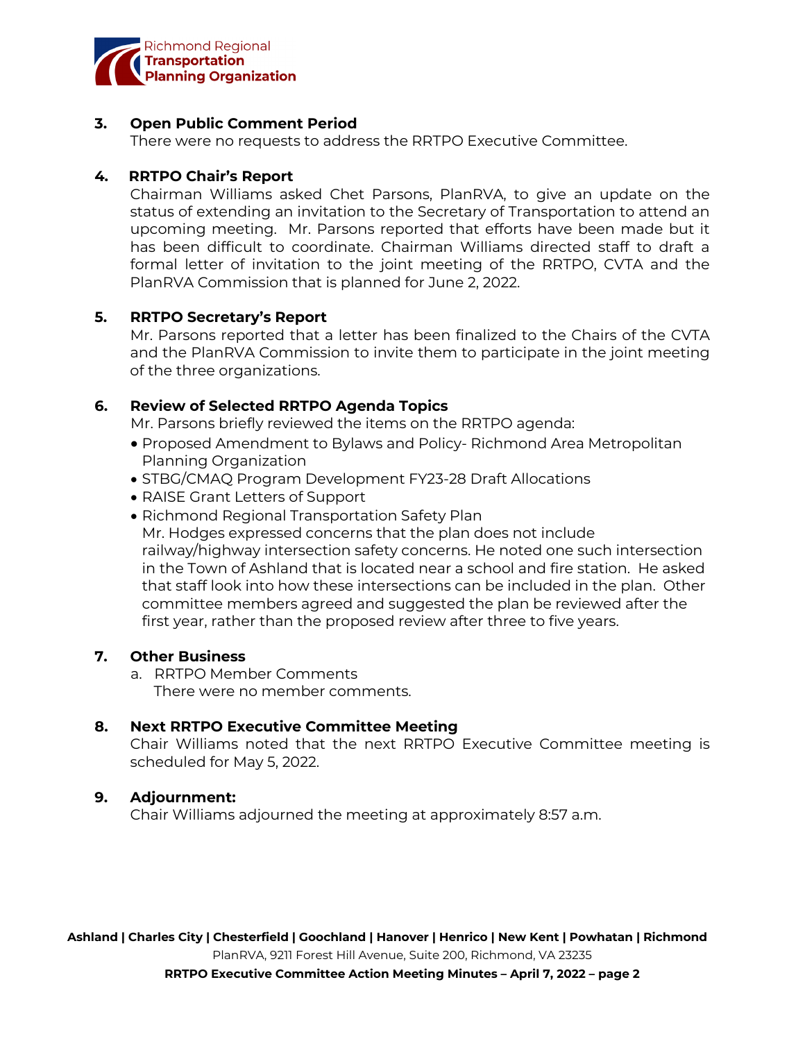### 3. Open Public Comment Period

There were no requests to address the RRTPO Executive Committee.

### 4. RRTPO Chair's Report

Chairman Williams asked Chet Parsons, PlanRVA, to give an update on the status of extending an invitation to the Secretary of Transportation to attend an upcoming meeting. Mr. Parsons reported that efforts have been made but it has been difficult to coordinate. Chairman Williams directed staff to draft a formal letter of invitation to the joint meeting of the RRTPO, CVTA and the PlanRVA Commission that is planned for June 2, 2022.

### 5. RRTPO Secretary's Report

Mr. Parsons reported that a letter has been finalized to the Chairs of the CVTA and the PlanRVA Commission to invite them to participate in the joint meeting of the three organizations.

### 6. Review of Selected RRTPO Agenda Topics

Mr. Parsons briefly reviewed the items on the RRTPO agenda:

- Proposed Amendment to Bylaws and Policy- Richmond Area Metropolitan Planning Organization
- STBG/CMAQ Program Development FY23-28 Draft Allocations
- RAISE Grant Letters of Support
- Richmond Regional Transportation Safety Plan
  Mr. Hodges expressed concerns that the plan does not include railway/highway intersection safety concerns. He noted one such intersection in the Town of Ashland that is located near a school and fire station. He asked that staff look into how these intersections can be included in the plan. Other committee members agreed and suggested the plan be reviewed after the first year, rather than the proposed review after three to five years.

### 7. Other Business

a. RRTPO Member Comments
   There were no member comments.

### 8. Next RRTPO Executive Committee Meeting

Chair Williams noted that the next RRTPO Executive Committee meeting is scheduled for May 5, 2022.

### 9. Adjournment:

Chair Williams adjourned the meeting at approximately 8:57 a.m.